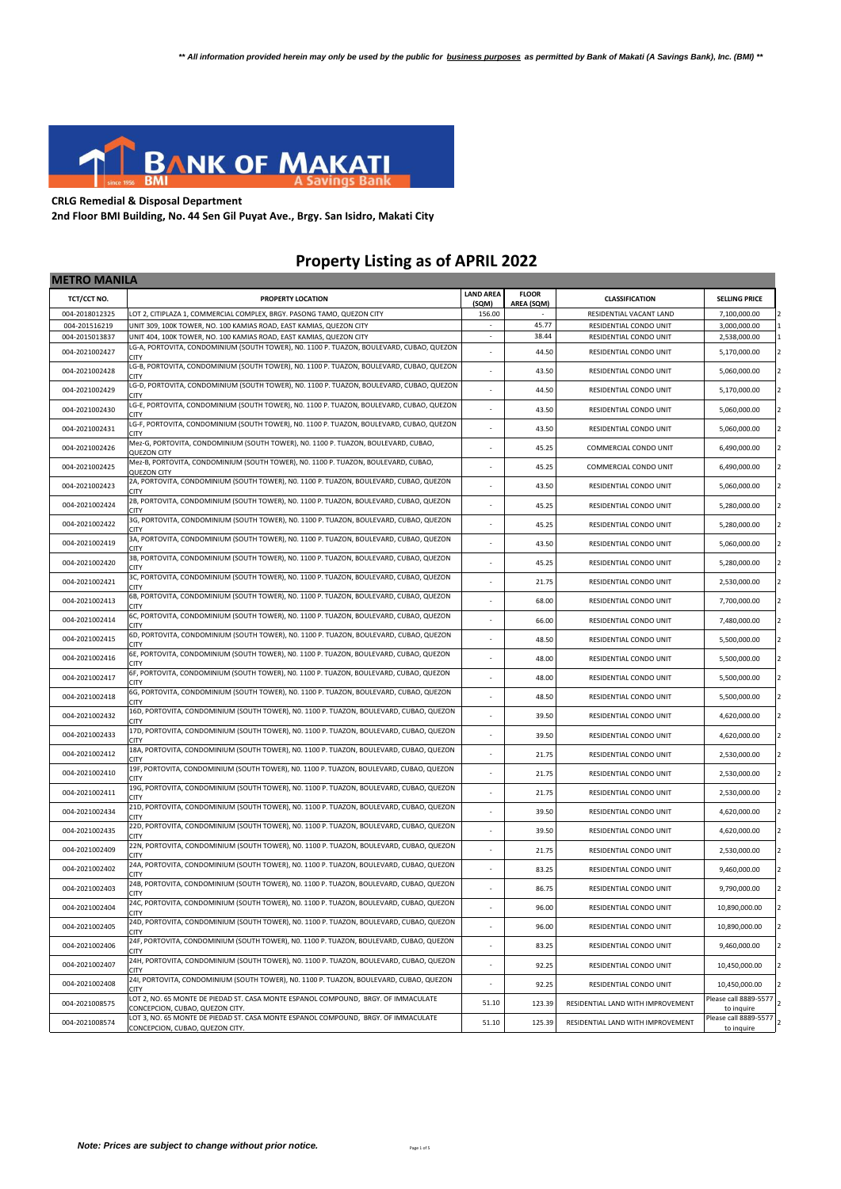*\*\* All information provided herein may only be used by the public for business purposes as permitted by Bank of Makati (A Savings Bank), Inc. (BMI) \*\**

**BANK OF MAKATI** BMI A Savings Bank since 1956

**CRLG Remedial & Disposal Department**
**2nd Floor BMI Building, No. 44 Sen Gil Puyat Ave., Brgy. San Isidro, Makati City**

# Property Listing as of APRIL 2022

## METRO MANILA

| TCT/CCT NO. | PROPERTY LOCATION | LAND AREA (SQM) | FLOOR AREA (SQM) | CLASSIFICATION | SELLING PRICE |
|---|---|---|---|---|---|
| 004-2018012325 | LOT 2, CITIPLAZA 1, COMMERCIAL COMPLEX, BRGY. PASONG TAMO, QUEZON CITY | 156.00 | - | RESIDENTIAL VACANT LAND | 7,100,000.00 |
| 004-201516219 | UNIT 309, 100K TOWER, NO. 100 KAMIAS ROAD, EAST KAMIAS, QUEZON CITY | - | 45.77 | RESIDENTIAL CONDO UNIT | 3,000,000.00 |
| 004-2015013837 | UNIT 404, 100K TOWER, NO. 100 KAMIAS ROAD, EAST KAMIAS, QUEZON CITY | - | 38.44 | RESIDENTIAL CONDO UNIT | 2,538,000.00 |
| 004-2021002427 | LG-A, PORTOVITA, CONDOMINIUM (SOUTH TOWER), N0. 1100 P. TUAZON, BOULEVARD, CUBAO, QUEZON CITY | - | 44.50 | RESIDENTIAL CONDO UNIT | 5,170,000.00 |
| 004-2021002428 | LG-B, PORTOVITA, CONDOMINIUM (SOUTH TOWER), N0. 1100 P. TUAZON, BOULEVARD, CUBAO, QUEZON CITY | - | 43.50 | RESIDENTIAL CONDO UNIT | 5,060,000.00 |
| 004-2021002429 | LG-D, PORTOVITA, CONDOMINIUM (SOUTH TOWER), N0. 1100 P. TUAZON, BOULEVARD, CUBAO, QUEZON CITY | - | 44.50 | RESIDENTIAL CONDO UNIT | 5,170,000.00 |
| 004-2021002430 | LG-E, PORTOVITA, CONDOMINIUM (SOUTH TOWER), N0. 1100 P. TUAZON, BOULEVARD, CUBAO, QUEZON CITY | - | 43.50 | RESIDENTIAL CONDO UNIT | 5,060,000.00 |
| 004-2021002431 | LG-F, PORTOVITA, CONDOMINIUM (SOUTH TOWER), N0. 1100 P. TUAZON, BOULEVARD, CUBAO, QUEZON CITY | - | 43.50 | RESIDENTIAL CONDO UNIT | 5,060,000.00 |
| 004-2021002426 | Mez-G, PORTOVITA, CONDOMINIUM (SOUTH TOWER), N0. 1100 P. TUAZON, BOULEVARD, CUBAO, QUEZON CITY | - | 45.25 | COMMERCIAL CONDO UNIT | 6,490,000.00 |
| 004-2021002425 | Mez-B, PORTOVITA, CONDOMINIUM (SOUTH TOWER), N0. 1100 P. TUAZON, BOULEVARD, CUBAO, QUEZON CITY | - | 45.25 | COMMERCIAL CONDO UNIT | 6,490,000.00 |
| 004-2021002423 | 2A, PORTOVITA, CONDOMINIUM (SOUTH TOWER), N0. 1100 P. TUAZON, BOULEVARD, CUBAO, QUEZON CITY | - | 43.50 | RESIDENTIAL CONDO UNIT | 5,060,000.00 |
| 004-2021002424 | 2B, PORTOVITA, CONDOMINIUM (SOUTH TOWER), N0. 1100 P. TUAZON, BOULEVARD, CUBAO, QUEZON CITY | - | 45.25 | RESIDENTIAL CONDO UNIT | 5,280,000.00 |
| 004-2021002422 | 3G, PORTOVITA, CONDOMINIUM (SOUTH TOWER), N0. 1100 P. TUAZON, BOULEVARD, CUBAO, QUEZON CITY | - | 45.25 | RESIDENTIAL CONDO UNIT | 5,280,000.00 |
| 004-2021002419 | 3A, PORTOVITA, CONDOMINIUM (SOUTH TOWER), N0. 1100 P. TUAZON, BOULEVARD, CUBAO, QUEZON CITY | - | 43.50 | RESIDENTIAL CONDO UNIT | 5,060,000.00 |
| 004-2021002420 | 3B, PORTOVITA, CONDOMINIUM (SOUTH TOWER), N0. 1100 P. TUAZON, BOULEVARD, CUBAO, QUEZON CITY | - | 45.25 | RESIDENTIAL CONDO UNIT | 5,280,000.00 |
| 004-2021002421 | 3C, PORTOVITA, CONDOMINIUM (SOUTH TOWER), N0. 1100 P. TUAZON, BOULEVARD, CUBAO, QUEZON CITY | - | 21.75 | RESIDENTIAL CONDO UNIT | 2,530,000.00 |
| 004-2021002413 | 6B, PORTOVITA, CONDOMINIUM (SOUTH TOWER), N0. 1100 P. TUAZON, BOULEVARD, CUBAO, QUEZON CITY | - | 68.00 | RESIDENTIAL CONDO UNIT | 7,700,000.00 |
| 004-2021002414 | 6C, PORTOVITA, CONDOMINIUM (SOUTH TOWER), N0. 1100 P. TUAZON, BOULEVARD, CUBAO, QUEZON CITY | - | 66.00 | RESIDENTIAL CONDO UNIT | 7,480,000.00 |
| 004-2021002415 | 6D, PORTOVITA, CONDOMINIUM (SOUTH TOWER), N0. 1100 P. TUAZON, BOULEVARD, CUBAO, QUEZON CITY | - | 48.50 | RESIDENTIAL CONDO UNIT | 5,500,000.00 |
| 004-2021002416 | 6E, PORTOVITA, CONDOMINIUM (SOUTH TOWER), N0. 1100 P. TUAZON, BOULEVARD, CUBAO, QUEZON CITY | - | 48.00 | RESIDENTIAL CONDO UNIT | 5,500,000.00 |
| 004-2021002417 | 6F, PORTOVITA, CONDOMINIUM (SOUTH TOWER), N0. 1100 P. TUAZON, BOULEVARD, CUBAO, QUEZON CITY | - | 48.00 | RESIDENTIAL CONDO UNIT | 5,500,000.00 |
| 004-2021002418 | 6G, PORTOVITA, CONDOMINIUM (SOUTH TOWER), N0. 1100 P. TUAZON, BOULEVARD, CUBAO, QUEZON CITY | - | 48.50 | RESIDENTIAL CONDO UNIT | 5,500,000.00 |
| 004-2021002432 | 16D, PORTOVITA, CONDOMINIUM (SOUTH TOWER), N0. 1100 P. TUAZON, BOULEVARD, CUBAO, QUEZON CITY | - | 39.50 | RESIDENTIAL CONDO UNIT | 4,620,000.00 |
| 004-2021002433 | 17D, PORTOVITA, CONDOMINIUM (SOUTH TOWER), N0. 1100 P. TUAZON, BOULEVARD, CUBAO, QUEZON CITY | - | 39.50 | RESIDENTIAL CONDO UNIT | 4,620,000.00 |
| 004-2021002412 | 18A, PORTOVITA, CONDOMINIUM (SOUTH TOWER), N0. 1100 P. TUAZON, BOULEVARD, CUBAO, QUEZON CITY | - | 21.75 | RESIDENTIAL CONDO UNIT | 2,530,000.00 |
| 004-2021002410 | 19F, PORTOVITA, CONDOMINIUM (SOUTH TOWER), N0. 1100 P. TUAZON, BOULEVARD, CUBAO, QUEZON CITY | - | 21.75 | RESIDENTIAL CONDO UNIT | 2,530,000.00 |
| 004-2021002411 | 19G, PORTOVITA, CONDOMINIUM (SOUTH TOWER), N0. 1100 P. TUAZON, BOULEVARD, CUBAO, QUEZON CITY | - | 21.75 | RESIDENTIAL CONDO UNIT | 2,530,000.00 |
| 004-2021002434 | 21D, PORTOVITA, CONDOMINIUM (SOUTH TOWER), N0. 1100 P. TUAZON, BOULEVARD, CUBAO, QUEZON CITY | - | 39.50 | RESIDENTIAL CONDO UNIT | 4,620,000.00 |
| 004-2021002435 | 22D, PORTOVITA, CONDOMINIUM (SOUTH TOWER), N0. 1100 P. TUAZON, BOULEVARD, CUBAO, QUEZON CITY | - | 39.50 | RESIDENTIAL CONDO UNIT | 4,620,000.00 |
| 004-2021002409 | 22N, PORTOVITA, CONDOMINIUM (SOUTH TOWER), N0. 1100 P. TUAZON, BOULEVARD, CUBAO, QUEZON CITY | - | 21.75 | RESIDENTIAL CONDO UNIT | 2,530,000.00 |
| 004-2021002402 | 24A, PORTOVITA, CONDOMINIUM (SOUTH TOWER), N0. 1100 P. TUAZON, BOULEVARD, CUBAO, QUEZON CITY | - | 83.25 | RESIDENTIAL CONDO UNIT | 9,460,000.00 |
| 004-2021002403 | 24B, PORTOVITA, CONDOMINIUM (SOUTH TOWER), N0. 1100 P. TUAZON, BOULEVARD, CUBAO, QUEZON CITY | - | 86.75 | RESIDENTIAL CONDO UNIT | 9,790,000.00 |
| 004-2021002404 | 24C, PORTOVITA, CONDOMINIUM (SOUTH TOWER), N0. 1100 P. TUAZON, BOULEVARD, CUBAO, QUEZON CITY | - | 96.00 | RESIDENTIAL CONDO UNIT | 10,890,000.00 |
| 004-2021002405 | 24D, PORTOVITA, CONDOMINIUM (SOUTH TOWER), N0. 1100 P. TUAZON, BOULEVARD, CUBAO, QUEZON CITY | - | 96.00 | RESIDENTIAL CONDO UNIT | 10,890,000.00 |
| 004-2021002406 | 24F, PORTOVITA, CONDOMINIUM (SOUTH TOWER), N0. 1100 P. TUAZON, BOULEVARD, CUBAO, QUEZON CITY | - | 83.25 | RESIDENTIAL CONDO UNIT | 9,460,000.00 |
| 004-2021002407 | 24H, PORTOVITA, CONDOMINIUM (SOUTH TOWER), N0. 1100 P. TUAZON, BOULEVARD, CUBAO, QUEZON CITY | - | 92.25 | RESIDENTIAL CONDO UNIT | 10,450,000.00 |
| 004-2021002408 | 24I, PORTOVITA, CONDOMINIUM (SOUTH TOWER), N0. 1100 P. TUAZON, BOULEVARD, CUBAO, QUEZON CITY | - | 92.25 | RESIDENTIAL CONDO UNIT | 10,450,000.00 |
| 004-2021008575 | LOT 2, NO. 65 MONTE DE PIEDAD ST. CASA MONTE ESPANOL COMPOUND, BRGY. OF IMMACULATE CONCEPCION, CUBAO, QUEZON CITY. | 51.10 | 123.39 | RESIDENTIAL LAND WITH IMPROVEMENT | Please call 8889-5577 to inquire |
| 004-2021008574 | LOT 3, NO. 65 MONTE DE PIEDAD ST. CASA MONTE ESPANOL COMPOUND, BRGY. OF IMMACULATE CONCEPCION, CUBAO, QUEZON CITY. | 51.10 | 125.39 | RESIDENTIAL LAND WITH IMPROVEMENT | Please call 8889-5577 to inquire |

***Note: Prices are subject to change without prior notice.***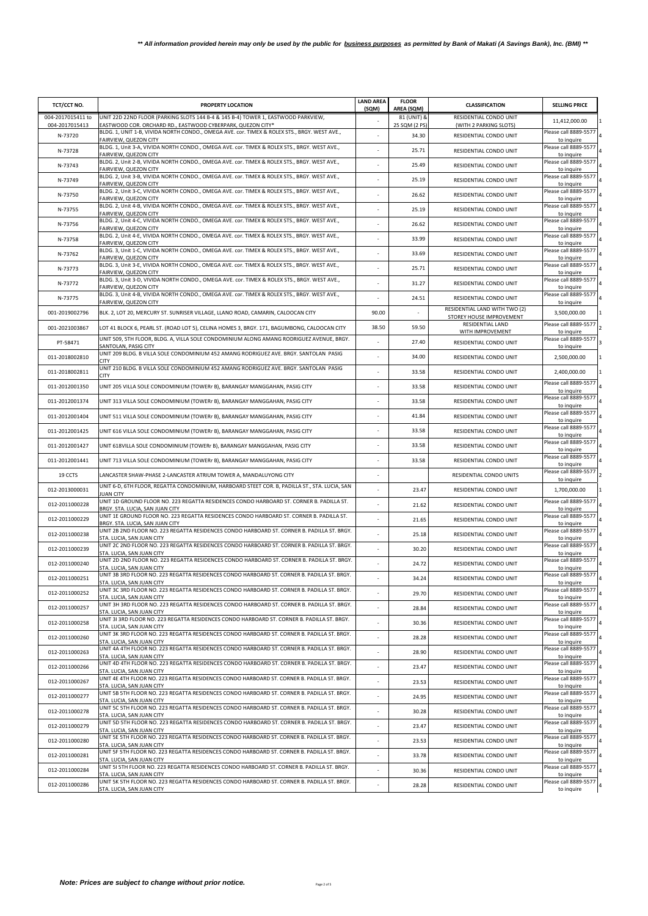***\*\* All information provided herein may only be used by the public for business purposes as permitted by Bank of Makati (A Savings Bank), Inc. (BMI) \*\****

| TCT/CCT NO. | PROPERTY LOCATION | LAND AREA (SQM) | FLOOR AREA (SQM) | CLASSIFICATION | SELLING PRICE | |
|---|---|---|---|---|---|---|
| 004-2017015411 to 004-2017015413 | UNIT 22D 22ND FLOOR (PARKING SLOTS 144 B-4 & 145 B-4) TOWER 1, EASTWOOD PARKVIEW, EASTWOOD COR. ORCHARD RD., EASTWOOD CYBERPARK, QUEZON CITY* | - | 81 (UNIT) & 25 SQM (2 PS) | RESIDENTIAL CONDO UNIT (WITH 2 PARKING SLOTS) | 11,412,000.00 | 1 |
| N-73720 | BLDG. 1, UNIT 1-B, VIVIDA NORTH CONDO., OMEGA AVE. cor. TIMEX & ROLEX STS., BRGY. WEST AVE., FAIRVIEW, QUEZON CITY | - | 34.30 | RESIDENTIAL CONDO UNIT | Please call 8889-5577 to inquire | 4 |
| N-73728 | BLDG. 1, Unit 3-A, VIVIDA NORTH CONDO., OMEGA AVE. cor. TIMEX & ROLEX STS., BRGY. WEST AVE., FAIRVIEW, QUEZON CITY | - | 25.71 | RESIDENTIAL CONDO UNIT | Please call 8889-5577 to inquire | 4 |
| N-73743 | BLDG. 2, Unit 2-B, VIVIDA NORTH CONDO., OMEGA AVE. cor. TIMEX & ROLEX STS., BRGY. WEST AVE., FAIRVIEW, QUEZON CITY | - | 25.49 | RESIDENTIAL CONDO UNIT | Please call 8889-5577 to inquire | 4 |
| N-73749 | BLDG. 2, Unit 3-B, VIVIDA NORTH CONDO., OMEGA AVE. cor. TIMEX & ROLEX STS., BRGY. WEST AVE., FAIRVIEW, QUEZON CITY | - | 25.19 | RESIDENTIAL CONDO UNIT | Please call 8889-5577 to inquire | 4 |
| N-73750 | BLDG. 2, Unit 3-C, VIVIDA NORTH CONDO., OMEGA AVE. cor. TIMEX & ROLEX STS., BRGY. WEST AVE., FAIRVIEW, QUEZON CITY | - | 26.62 | RESIDENTIAL CONDO UNIT | Please call 8889-5577 to inquire | 4 |
| N-73755 | BLDG. 2, Unit 4-B, VIVIDA NORTH CONDO., OMEGA AVE. cor. TIMEX & ROLEX STS., BRGY. WEST AVE., FAIRVIEW, QUEZON CITY | - | 25.19 | RESIDENTIAL CONDO UNIT | Please call 8889-5577 to inquire | 4 |
| N-73756 | BLDG. 2, Unit 4-C, VIVIDA NORTH CONDO., OMEGA AVE. cor. TIMEX & ROLEX STS., BRGY. WEST AVE., FAIRVIEW, QUEZON CITY | - | 26.62 | RESIDENTIAL CONDO UNIT | Please call 8889-5577 to inquire | 4 |
| N-73758 | BLDG. 2, Unit 4-E, VIVIDA NORTH CONDO., OMEGA AVE. cor. TIMEX & ROLEX STS., BRGY. WEST AVE., FAIRVIEW, QUEZON CITY | - | 33.99 | RESIDENTIAL CONDO UNIT | Please call 8889-5577 to inquire | 4 |
| N-73762 | BLDG. 3, Unit 1-C, VIVIDA NORTH CONDO., OMEGA AVE. cor. TIMEX & ROLEX STS., BRGY. WEST AVE., FAIRVIEW, QUEZON CITY | - | 33.69 | RESIDENTIAL CONDO UNIT | Please call 8889-5577 to inquire | 4 |
| N-73773 | BLDG. 3, Unit 3-E, VIVIDA NORTH CONDO., OMEGA AVE. cor. TIMEX & ROLEX STS., BRGY. WEST AVE., FAIRVIEW, QUEZON CITY | - | 25.71 | RESIDENTIAL CONDO UNIT | Please call 8889-5577 to inquire | 4 |
| N-73772 | BLDG. 3, Unit 3-D, VIVIDA NORTH CONDO., OMEGA AVE. cor. TIMEX & ROLEX STS., BRGY. WEST AVE., FAIRVIEW, QUEZON CITY | - | 31.27 | RESIDENTIAL CONDO UNIT | Please call 8889-5577 to inquire | 4 |
| N-73775 | BLDG. 3, Unit 4-B, VIVIDA NORTH CONDO., OMEGA AVE. cor. TIMEX & ROLEX STS., BRGY. WEST AVE., FAIRVIEW, QUEZON CITY | - | 24.51 | RESIDENTIAL CONDO UNIT | Please call 8889-5577 to inquire | 4 |
| 001-2019002796 | BLK. 2, LOT 20, MERCURY ST. SUNRISER VILLAGE, LLANO ROAD, CAMARIN, CALOOCAN CITY | 90.00 | - | RESIDENTIAL LAND WITH TWO (2) STOREY HOUSE IMPROVEMENT | 3,500,000.00 | 1 |
| 001-2021003867 | LOT 41 BLOCK 6, PEARL ST. (ROAD LOT 5), CELINA HOMES 3, BRGY. 171, BAGUMBONG, CALOOCAN CITY | 38.50 | 59.50 | RESIDENTIAL LAND WITH IMPROVEMENT | Please call 8889-5577 to inquire | 2 |
| PT-58471 | UNIT 509, 5TH FLOOR, BLDG. A, VILLA SOLE CONDOMINIUM ALONG AMANG RODRIGUEZ AVENUE, BRGY. SANTOLAN, PASIG CITY | - | 27.40 | RESIDENTIAL CONDO UNIT | Please call 8889-5577 to inquire | 3 |
| 011-2018002810 | UNIT 209 BLDG. B VILLA SOLE CONDOMINIUM 452 AMANG RODRIGUEZ AVE. BRGY. SANTOLAN PASIG CITY | - | 34.00 | RESIDENTIAL CONDO UNIT | 2,500,000.00 | 1 |
| 011-2018002811 | UNIT 210 BLDG. B VILLA SOLE CONDOMINIUM 452 AMANG RODRIGUEZ AVE. BRGY. SANTOLAN PASIG CITY | - | 33.58 | RESIDENTIAL CONDO UNIT | 2,400,000.00 | 1 |
| 011-2012001350 | UNIT 205 VILLA SOLE CONDOMINIUM (TOWERr B), BARANGAY MANGGAHAN, PASIG CITY | - | 33.58 | RESIDENTIAL CONDO UNIT | Please call 8889-5577 to inquire | 4 |
| 011-2012001374 | UNIT 313 VILLA SOLE CONDOMINIUM (TOWERr B), BARANGAY MANGGAHAN, PASIG CITY | - | 33.58 | RESIDENTIAL CONDO UNIT | Please call 8889-5577 to inquire | 4 |
| 011-2012001404 | UNIT 511 VILLA SOLE CONDOMINIUM (TOWERr B), BARANGAY MANGGAHAN, PASIG CITY | - | 41.84 | RESIDENTIAL CONDO UNIT | Please call 8889-5577 to inquire | 4 |
| 011-2012001425 | UNIT 616 VILLA SOLE CONDOMINIUM (TOWERr B), BARANGAY MANGGAHAN, PASIG CITY | - | 33.58 | RESIDENTIAL CONDO UNIT | Please call 8889-5577 to inquire | 4 |
| 011-2012001427 | UNIT 618VILLA SOLE CONDOMINIUM (TOWERr B), BARANGAY MANGGAHAN, PASIG CITY | - | 33.58 | RESIDENTIAL CONDO UNIT | Please call 8889-5577 to inquire | 4 |
| 011-2012001441 | UNIT 713 VILLA SOLE CONDOMINIUM (TOWERr B), BARANGAY MANGGAHAN, PASIG CITY | - | 33.58 | RESIDENTIAL CONDO UNIT | Please call 8889-5577 to inquire | 4 |
| 19 CCTS | LANCASTER SHAW-PHASE 2-LANCASTER ATRIUM TOWER A, MANDALUYONG CITY | - | | RESIDENTIAL CONDO UNITS | Please call 8889-5577 to inquire | 2 |
| 012-2013000031 | UNIT 6-D, 6TH FLOOR, REGATTA CONDOMINIUM, HARBOARD STEET COR. B, PADILLA ST., STA. LUCIA, SAN JUAN CITY | - | 23.47 | RESIDENTIAL CONDO UNIT | 1,700,000.00 | 1 |
| 012-2011000228 | UNIT 1D GROUND FLOOR NO. 223 REGATTA RESIDENCES CONDO HARBOARD ST. CORNER B. PADILLA ST. BRGY. STA. LUCIA, SAN JUAN CITY | - | 21.62 | RESIDENTIAL CONDO UNIT | Please call 8889-5577 to inquire | 4 |
| 012-2011000229 | UNIT 1E GROUND FLOOR NO. 223 REGATTA RESIDENCES CONDO HARBOARD ST. CORNER B. PADILLA ST. BRGY. STA. LUCIA, SAN JUAN CITY | - | 21.65 | RESIDENTIAL CONDO UNIT | Please call 8889-5577 to inquire | 4 |
| 012-2011000238 | UNIT 2B 2ND FLOOR NO. 223 REGATTA RESIDENCES CONDO HARBOARD ST. CORNER B. PADILLA ST. BRGY. STA. LUCIA, SAN JUAN CITY | - | 25.18 | RESIDENTIAL CONDO UNIT | Please call 8889-5577 to inquire | 4 |
| 012-2011000239 | UNIT 2C 2ND FLOOR NO. 223 REGATTA RESIDENCES CONDO HARBOARD ST. CORNER B. PADILLA ST. BRGY. STA. LUCIA, SAN JUAN CITY | - | 30.20 | RESIDENTIAL CONDO UNIT | Please call 8889-5577 to inquire | 4 |
| 012-2011000240 | UNIT 2D 2ND FLOOR NO. 223 REGATTA RESIDENCES CONDO HARBOARD ST. CORNER B. PADILLA ST. BRGY. STA. LUCIA, SAN JUAN CITY | - | 24.72 | RESIDENTIAL CONDO UNIT | Please call 8889-5577 to inquire | 4 |
| 012-2011000251 | UNIT 3B 3RD FLOOR NO. 223 REGATTA RESIDENCES CONDO HARBOARD ST. CORNER B. PADILLA ST. BRGY. STA. LUCIA, SAN JUAN CITY | - | 34.24 | RESIDENTIAL CONDO UNIT | Please call 8889-5577 to inquire | 4 |
| 012-2011000252 | UNIT 3C 3RD FLOOR NO. 223 REGATTA RESIDENCES CONDO HARBOARD ST. CORNER B. PADILLA ST. BRGY. STA. LUCIA, SAN JUAN CITY | - | 29.70 | RESIDENTIAL CONDO UNIT | Please call 8889-5577 to inquire | 4 |
| 012-2011000257 | UNIT 3H 3RD FLOOR NO. 223 REGATTA RESIDENCES CONDO HARBOARD ST. CORNER B. PADILLA ST. BRGY. STA. LUCIA, SAN JUAN CITY | - | 28.84 | RESIDENTIAL CONDO UNIT | Please call 8889-5577 to inquire | 4 |
| 012-2011000258 | UNIT 3I 3RD FLOOR NO. 223 REGATTA RESIDENCES CONDO HARBOARD ST. CORNER B. PADILLA ST. BRGY. STA. LUCIA, SAN JUAN CITY | - | 30.36 | RESIDENTIAL CONDO UNIT | Please call 8889-5577 to inquire | 4 |
| 012-2011000260 | UNIT 3K 3RD FLOOR NO. 223 REGATTA RESIDENCES CONDO HARBOARD ST. CORNER B. PADILLA ST. BRGY. STA. LUCIA, SAN JUAN CITY | - | 28.28 | RESIDENTIAL CONDO UNIT | Please call 8889-5577 to inquire | 4 |
| 012-2011000263 | UNIT 4A 4TH FLOOR NO. 223 REGATTA RESIDENCES CONDO HARBOARD ST. CORNER B. PADILLA ST. BRGY. STA. LUCIA, SAN JUAN CITY | - | 28.90 | RESIDENTIAL CONDO UNIT | Please call 8889-5577 to inquire | 4 |
| 012-2011000266 | UNIT 4D 4TH FLOOR NO. 223 REGATTA RESIDENCES CONDO HARBOARD ST. CORNER B. PADILLA ST. BRGY. STA. LUCIA, SAN JUAN CITY | - | 23.47 | RESIDENTIAL CONDO UNIT | Please call 8889-5577 to inquire | 4 |
| 012-2011000267 | UNIT 4E 4TH FLOOR NO. 223 REGATTA RESIDENCES CONDO HARBOARD ST. CORNER B. PADILLA ST. BRGY. STA. LUCIA, SAN JUAN CITY | - | 23.53 | RESIDENTIAL CONDO UNIT | Please call 8889-5577 to inquire | 4 |
| 012-2011000277 | UNIT 5B 5TH FLOOR NO. 223 REGATTA RESIDENCES CONDO HARBOARD ST. CORNER B. PADILLA ST. BRGY. STA. LUCIA, SAN JUAN CITY | - | 24.95 | RESIDENTIAL CONDO UNIT | Please call 8889-5577 to inquire | 4 |
| 012-2011000278 | UNIT 5C 5TH FLOOR NO. 223 REGATTA RESIDENCES CONDO HARBOARD ST. CORNER B. PADILLA ST. BRGY. STA. LUCIA, SAN JUAN CITY | - | 30.28 | RESIDENTIAL CONDO UNIT | Please call 8889-5577 to inquire | 4 |
| 012-2011000279 | UNIT 5D 5TH FLOOR NO. 223 REGATTA RESIDENCES CONDO HARBOARD ST. CORNER B. PADILLA ST. BRGY. STA. LUCIA, SAN JUAN CITY | - | 23.47 | RESIDENTIAL CONDO UNIT | Please call 8889-5577 to inquire | 4 |
| 012-2011000280 | UNIT 5E 5TH FLOOR NO. 223 REGATTA RESIDENCES CONDO HARBOARD ST. CORNER B. PADILLA ST. BRGY. STA. LUCIA, SAN JUAN CITY | - | 23.53 | RESIDENTIAL CONDO UNIT | Please call 8889-5577 to inquire | 4 |
| 012-2011000281 | UNIT 5F 5TH FLOOR NO. 223 REGATTA RESIDENCES CONDO HARBOARD ST. CORNER B. PADILLA ST. BRGY. STA. LUCIA, SAN JUAN CITY | - | 33.78 | RESIDENTIAL CONDO UNIT | Please call 8889-5577 to inquire | 4 |
| 012-2011000284 | UNIT 5I 5TH FLOOR NO. 223 REGATTA RESIDENCES CONDO HARBOARD ST. CORNER B. PADILLA ST. BRGY. STA. LUCIA, SAN JUAN CITY | - | 30.36 | RESIDENTIAL CONDO UNIT | Please call 8889-5577 to inquire | 4 |
| 012-2011000286 | UNIT 5K 5TH FLOOR NO. 223 REGATTA RESIDENCES CONDO HARBOARD ST. CORNER B. PADILLA ST. BRGY. STA. LUCIA, SAN JUAN CITY | - | 28.28 | RESIDENTIAL CONDO UNIT | Please call 8889-5577 to inquire | 4 |

***Note: Prices are subject to change without prior notice.***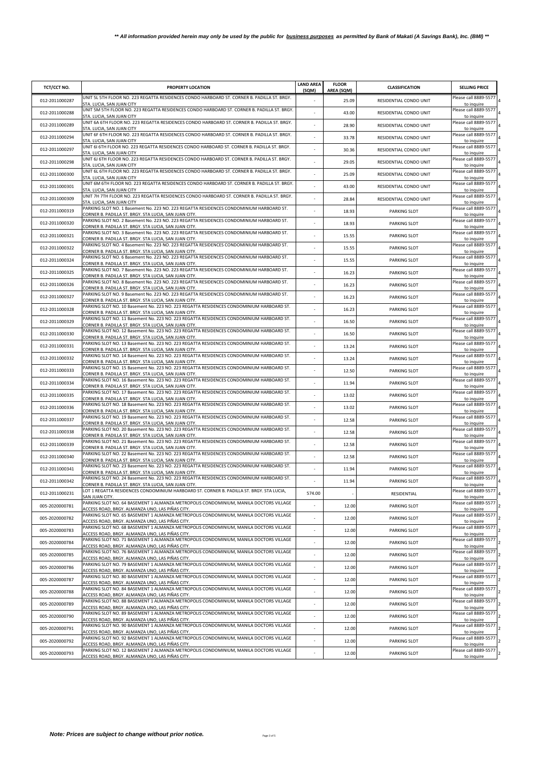***\*\* All information provided herein may only be used by the public for business purposes as permitted by Bank of Makati (A Savings Bank), Inc. (BMI) \*\****

| TCT/CCT NO. | PROPERTY LOCATION | LAND AREA (SQM) | FLOOR AREA (SQM) | CLASSIFICATION | SELLING PRICE |
|---|---|---|---|---|---|
| 012-2011000287 | UNIT 5L 5TH FLOOR NO. 223 REGATTA RESIDENCES CONDO HARBOARD ST. CORNER B. PADILLA ST. BRGY. STA. LUCIA, SAN JUAN CITY | - | 25.09 | RESIDENTIAL CONDO UNIT | Please call 8889-5577 to inquire |
| 012-2011000288 | UNIT 5M 5TH FLOOR NO. 223 REGATTA RESIDENCES CONDO HARBOARD ST. CORNER B. PADILLA ST. BRGY. STA. LUCIA, SAN JUAN CITY | - | 43.00 | RESIDENTIAL CONDO UNIT | Please call 8889-5577 to inquire |
| 012-2011000289 | UNIT 6A 6TH FLOOR NO. 223 REGATTA RESIDENCES CONDO HARBOARD ST. CORNER B. PADILLA ST. BRGY. STA. LUCIA, SAN JUAN CITY | - | 28.90 | RESIDENTIAL CONDO UNIT | Please call 8889-5577 to inquire |
| 012-2011000294 | UNIT 6F 6TH FLOOR NO. 223 REGATTA RESIDENCES CONDO HARBOARD ST. CORNER B. PADILLA ST. BRGY. STA. LUCIA, SAN JUAN CITY | - | 33.78 | RESIDENTIAL CONDO UNIT | Please call 8889-5577 to inquire |
| 012-2011000297 | UNIT 6I 6TH FLOOR NO. 223 REGATTA RESIDENCES CONDO HARBOARD ST. CORNER B. PADILLA ST. BRGY. STA. LUCIA, SAN JUAN CITY | - | 30.36 | RESIDENTIAL CONDO UNIT | Please call 8889-5577 to inquire |
| 012-2011000298 | UNIT 6J 6TH FLOOR NO. 223 REGATTA RESIDENCES CONDO HARBOARD ST. CORNER B. PADILLA ST. BRGY. STA. LUCIA, SAN JUAN CITY | - | 29.05 | RESIDENTIAL CONDO UNIT | Please call 8889-5577 to inquire |
| 012-2011000300 | UNIT 6L 6TH FLOOR NO. 223 REGATTA RESIDENCES CONDO HARBOARD ST. CORNER B. PADILLA ST. BRGY. STA. LUCIA, SAN JUAN CITY | - | 25.09 | RESIDENTIAL CONDO UNIT | Please call 8889-5577 to inquire |
| 012-2011000301 | UNIT 6M 6TH FLOOR NO. 223 REGATTA RESIDENCES CONDO HARBOARD ST. CORNER B. PADILLA ST. BRGY. STA. LUCIA, SAN JUAN CITY | - | 43.00 | RESIDENTIAL CONDO UNIT | Please call 8889-5577 to inquire |
| 012-2011000309 | UNIT 7H 7TH FLOOR NO. 223 REGATTA RESIDENCES CONDO HARBOARD ST. CORNER B. PADILLA ST. BRGY. STA. LUCIA, SAN JUAN CITY | - | 28.84 | RESIDENTIAL CONDO UNIT | Please call 8889-5577 to inquire |
| 012-2011000319 | PARKING SLOT NO. 1 Basement No. 223 NO. 223 REGATTA RESIDENCES CONDOMINIUM HARBOARD ST. CORNER B. PADILLA ST. BRGY. STA LUCIA, SAN JUAN CITY. | - | 18.93 | PARKING SLOT | Please call 8889-5577 to inquire |
| 012-2011000320 | PARKING SLOT NO. 2 Basement No. 223 NO. 223 REGATTA RESIDENCES CONDOMINIUM HARBOARD ST. CORNER B. PADILLA ST. BRGY. STA LUCIA, SAN JUAN CITY. | - | 18.93 | PARKING SLOT | Please call 8889-5577 to inquire |
| 012-2011000321 | PARKING SLOT NO. 3 Basement No. 223 NO. 223 REGATTA RESIDENCES CONDOMINIUM HARBOARD ST. CORNER B. PADILLA ST. BRGY. STA LUCIA, SAN JUAN CITY. | - | 15.55 | PARKING SLOT | Please call 8889-5577 to inquire |
| 012-2011000322 | PARKING SLOT NO. 4 Basement No. 223 NO. 223 REGATTA RESIDENCES CONDOMINIUM HARBOARD ST. CORNER B. PADILLA ST. BRGY. STA LUCIA, SAN JUAN CITY. | - | 15.55 | PARKING SLOT | Please call 8889-5577 to inquire |
| 012-2011000324 | PARKING SLOT NO. 6 Basement No. 223 NO. 223 REGATTA RESIDENCES CONDOMINIUM HARBOARD ST. CORNER B. PADILLA ST. BRGY. STA LUCIA, SAN JUAN CITY. | - | 15.55 | PARKING SLOT | Please call 8889-5577 to inquire |
| 012-2011000325 | PARKING SLOT NO. 7 Basement No. 223 NO. 223 REGATTA RESIDENCES CONDOMINIUM HARBOARD ST. CORNER B. PADILLA ST. BRGY. STA LUCIA, SAN JUAN CITY. | - | 16.23 | PARKING SLOT | Please call 8889-5577 to inquire |
| 012-2011000326 | PARKING SLOT NO. 8 Basement No. 223 NO. 223 REGATTA RESIDENCES CONDOMINIUM HARBOARD ST. CORNER B. PADILLA ST. BRGY. STA LUCIA, SAN JUAN CITY. | - | 16.23 | PARKING SLOT | Please call 8889-5577 to inquire |
| 012-2011000327 | PARKING SLOT NO. 9 Basement No. 223 NO. 223 REGATTA RESIDENCES CONDOMINIUM HARBOARD ST. CORNER B. PADILLA ST. BRGY. STA LUCIA, SAN JUAN CITY. | - | 16.23 | PARKING SLOT | Please call 8889-5577 to inquire |
| 012-2011000328 | PARKING SLOT NO. 10 Basement No. 223 NO. 223 REGATTA RESIDENCES CONDOMINIUM HARBOARD ST. CORNER B. PADILLA ST. BRGY. STA LUCIA, SAN JUAN CITY. | - | 16.23 | PARKING SLOT | Please call 8889-5577 to inquire |
| 012-2011000329 | PARKING SLOT NO. 11 Basement No. 223 NO. 223 REGATTA RESIDENCES CONDOMINIUM HARBOARD ST. CORNER B. PADILLA ST. BRGY. STA LUCIA, SAN JUAN CITY. | - | 16.50 | PARKING SLOT | Please call 8889-5577 to inquire |
| 012-2011000330 | PARKING SLOT NO. 12 Basement No. 223 NO. 223 REGATTA RESIDENCES CONDOMINIUM HARBOARD ST. CORNER B. PADILLA ST. BRGY. STA LUCIA, SAN JUAN CITY. | - | 16.50 | PARKING SLOT | Please call 8889-5577 to inquire |
| 012-2011000331 | PARKING SLOT NO. 13 Basement No. 223 NO. 223 REGATTA RESIDENCES CONDOMINIUM HARBOARD ST. CORNER B. PADILLA ST. BRGY. STA LUCIA, SAN JUAN CITY. | - | 13.24 | PARKING SLOT | Please call 8889-5577 to inquire |
| 012-2011000332 | PARKING SLOT NO. 14 Basement No. 223 NO. 223 REGATTA RESIDENCES CONDOMINIUM HARBOARD ST. CORNER B. PADILLA ST. BRGY. STA LUCIA, SAN JUAN CITY. | - | 13.24 | PARKING SLOT | Please call 8889-5577 to inquire |
| 012-2011000333 | PARKING SLOT NO. 15 Basement No. 223 NO. 223 REGATTA RESIDENCES CONDOMINIUM HARBOARD ST. CORNER B. PADILLA ST. BRGY. STA LUCIA, SAN JUAN CITY. | - | 12.50 | PARKING SLOT | Please call 8889-5577 to inquire |
| 012-2011000334 | PARKING SLOT NO. 16 Basement No. 223 NO. 223 REGATTA RESIDENCES CONDOMINIUM HARBOARD ST. CORNER B. PADILLA ST. BRGY. STA LUCIA, SAN JUAN CITY. | - | 11.94 | PARKING SLOT | Please call 8889-5577 to inquire |
| 012-2011000335 | PARKING SLOT NO. 17 Basement No. 223 NO. 223 REGATTA RESIDENCES CONDOMINIUM HARBOARD ST. CORNER B. PADILLA ST. BRGY. STA LUCIA, SAN JUAN CITY. | - | 13.02 | PARKING SLOT | Please call 8889-5577 to inquire |
| 012-2011000336 | PARKING SLOT NO. 18 Basement No. 223 NO. 223 REGATTA RESIDENCES CONDOMINIUM HARBOARD ST. CORNER B. PADILLA ST. BRGY. STA LUCIA, SAN JUAN CITY. | - | 13.02 | PARKING SLOT | Please call 8889-5577 to inquire |
| 012-2011000337 | PARKING SLOT NO. 19 Basement No. 223 NO. 223 REGATTA RESIDENCES CONDOMINIUM HARBOARD ST. CORNER B. PADILLA ST. BRGY. STA LUCIA, SAN JUAN CITY. | - | 12.58 | PARKING SLOT | Please call 8889-5577 to inquire |
| 012-2011000338 | PARKING SLOT NO. 20 Basement No. 223 NO. 223 REGATTA RESIDENCES CONDOMINIUM HARBOARD ST. CORNER B. PADILLA ST. BRGY. STA LUCIA, SAN JUAN CITY. | - | 12.58 | PARKING SLOT | Please call 8889-5577 to inquire |
| 012-2011000339 | PARKING SLOT NO. 21 Basement No. 223 NO. 223 REGATTA RESIDENCES CONDOMINIUM HARBOARD ST. CORNER B. PADILLA ST. BRGY. STA LUCIA, SAN JUAN CITY. | - | 12.58 | PARKING SLOT | Please call 8889-5577 to inquire |
| 012-2011000340 | PARKING SLOT NO. 22 Basement No. 223 NO. 223 REGATTA RESIDENCES CONDOMINIUM HARBOARD ST. CORNER B. PADILLA ST. BRGY. STA LUCIA, SAN JUAN CITY. | - | 12.58 | PARKING SLOT | Please call 8889-5577 to inquire |
| 012-2011000341 | PARKING SLOT NO. 23 Basement No. 223 NO. 223 REGATTA RESIDENCES CONDOMINIUM HARBOARD ST. CORNER B. PADILLA ST. BRGY. STA LUCIA, SAN JUAN CITY. | - | 11.94 | PARKING SLOT | Please call 8889-5577 to inquire |
| 012-2011000342 | PARKING SLOT NO. 24 Basement No. 223 NO. 223 REGATTA RESIDENCES CONDOMINIUM HARBOARD ST. CORNER B. PADILLA ST. BRGY. STA LUCIA, SAN JUAN CITY. | - | 11.94 | PARKING SLOT | Please call 8889-5577 to inquire |
| 012-2011000231 | LOT 1 REGATTA RESIDENCES CONDOMINIUM HARBOARD ST. CORNER B. PADILLA ST. BRGY. STA LUCIA, SAN JUAN CITY. | 574.00 | - | RESIDENTIAL | Please call 8889-5577 to inquire |
| 005-2020000781 | PARKING SLOT NO. 64 BASEMENT 1 ALMANZA METROPOLIS CONDOMINIUM, MANILA DOCTORS VILLAGE ACCESS ROAD, BRGY. ALMANZA UNO, LAS PIÑAS CITY. | - | 12.00 | PARKING SLOT | Please call 8889-5577 to inquire |
| 005-2020000782 | PARKING SLOT NO. 65 BASEMENT 1 ALMANZA METROPOLIS CONDOMINIUM, MANILA DOCTORS VILLAGE ACCESS ROAD, BRGY. ALMANZA UNO, LAS PIÑAS CITY. | - | 12.00 | PARKING SLOT | Please call 8889-5577 to inquire |
| 005-2020000783 | PARKING SLOT NO. 68 BASEMENT 1 ALMANZA METROPOLIS CONDOMINIUM, MANILA DOCTORS VILLAGE ACCESS ROAD, BRGY. ALMANZA UNO, LAS PIÑAS CITY. | - | 12.00 | PARKING SLOT | Please call 8889-5577 to inquire |
| 005-2020000784 | PARKING SLOT NO. 71 BASEMENT 1 ALMANZA METROPOLIS CONDOMINIUM, MANILA DOCTORS VILLAGE ACCESS ROAD, BRGY. ALMANZA UNO, LAS PIÑAS CITY. | - | 12.00 | PARKING SLOT | Please call 8889-5577 to inquire |
| 005-2020000785 | PARKING SLOT NO. 76 BASEMENT 1 ALMANZA METROPOLIS CONDOMINIUM, MANILA DOCTORS VILLAGE ACCESS ROAD, BRGY. ALMANZA UNO, LAS PIÑAS CITY. | - | 12.00 | PARKING SLOT | Please call 8889-5577 to inquire |
| 005-2020000786 | PARKING SLOT NO. 79 BASEMENT 1 ALMANZA METROPOLIS CONDOMINIUM, MANILA DOCTORS VILLAGE ACCESS ROAD, BRGY. ALMANZA UNO, LAS PIÑAS CITY. | - | 12.00 | PARKING SLOT | Please call 8889-5577 to inquire |
| 005-2020000787 | PARKING SLOT NO. 80 BASEMENT 1 ALMANZA METROPOLIS CONDOMINIUM, MANILA DOCTORS VILLAGE ACCESS ROAD, BRGY. ALMANZA UNO, LAS PIÑAS CITY. | - | 12.00 | PARKING SLOT | Please call 8889-5577 to inquire |
| 005-2020000788 | PARKING SLOT NO. 84 BASEMENT 1 ALMANZA METROPOLIS CONDOMINIUM, MANILA DOCTORS VILLAGE ACCESS ROAD, BRGY. ALMANZA UNO, LAS PIÑAS CITY. | - | 12.00 | PARKING SLOT | Please call 8889-5577 to inquire |
| 005-2020000789 | PARKING SLOT NO. 88 BASEMENT 1 ALMANZA METROPOLIS CONDOMINIUM, MANILA DOCTORS VILLAGE ACCESS ROAD, BRGY. ALMANZA UNO, LAS PIÑAS CITY. | - | 12.00 | PARKING SLOT | Please call 8889-5577 to inquire |
| 005-2020000790 | PARKING SLOT NO. 89 BASEMENT 1 ALMANZA METROPOLIS CONDOMINIUM, MANILA DOCTORS VILLAGE ACCESS ROAD, BRGY. ALMANZA UNO, LAS PIÑAS CITY. | - | 12.00 | PARKING SLOT | Please call 8889-5577 to inquire |
| 005-2020000791 | PARKING SLOT NO. 90 BASEMENT 1 ALMANZA METROPOLIS CONDOMINIUM, MANILA DOCTORS VILLAGE ACCESS ROAD, BRGY. ALMANZA UNO, LAS PIÑAS CITY. | - | 12.00 | PARKING SLOT | Please call 8889-5577 to inquire |
| 005-2020000792 | PARKING SLOT NO. 92 BASEMENT 1 ALMANZA METROPOLIS CONDOMINIUM, MANILA DOCTORS VILLAGE ACCESS ROAD, BRGY. ALMANZA UNO, LAS PIÑAS CITY. | - | 12.00 | PARKING SLOT | Please call 8889-5577 to inquire |
| 005-2020000793 | PARKING SLOT NO. 12 BASEMENT 2 ALMANZA METROPOLIS CONDOMINIUM, MANILA DOCTORS VILLAGE ACCESS ROAD, BRGY. ALMANZA UNO, LAS PIÑAS CITY. | - | 12.00 | PARKING SLOT | Please call 8889-5577 to inquire |

***Note: Prices are subject to change without prior notice.***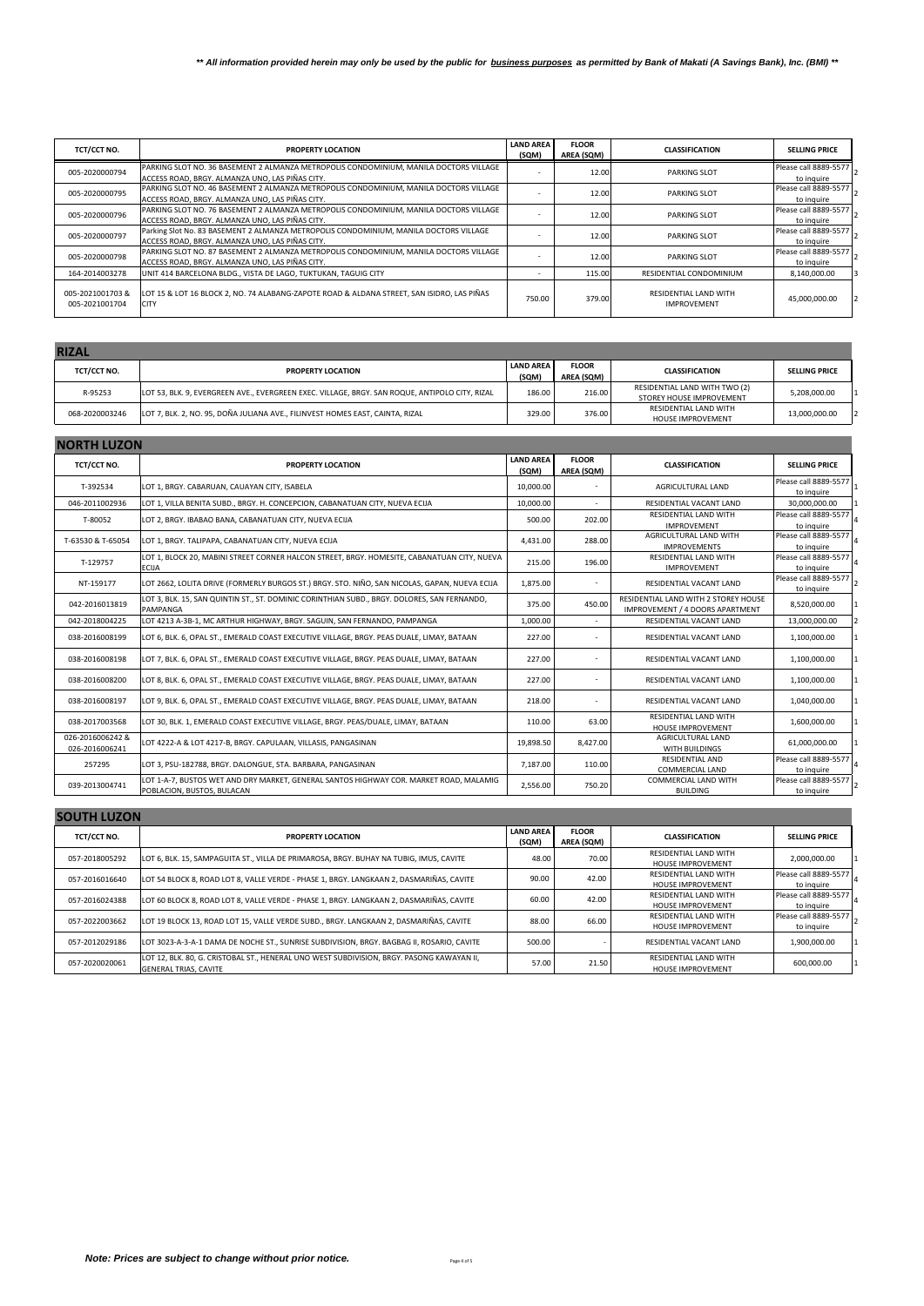***** All information provided herein may only be used by the public for <u>business purposes</u> as permitted by Bank of Makati (A Savings Bank), Inc. (BMI) *****

| TCT/CCT NO. | PROPERTY LOCATION | LAND AREA (SQM) | FLOOR AREA (SQM) | CLASSIFICATION | SELLING PRICE | |
|---|---|---|---|---|---|---|
| 005-2020000794 | PARKING SLOT NO. 36 BASEMENT 2 ALMANZA METROPOLIS CONDOMINIUM, MANILA DOCTORS VILLAGE ACCESS ROAD, BRGY. ALMANZA UNO, LAS PIÑAS CITY. | - | 12.00 | PARKING SLOT | Please call 8889-5577 to inquire | 2 |
| 005-2020000795 | PARKING SLOT NO. 46 BASEMENT 2 ALMANZA METROPOLIS CONDOMINIUM, MANILA DOCTORS VILLAGE ACCESS ROAD, BRGY. ALMANZA UNO, LAS PIÑAS CITY. | - | 12.00 | PARKING SLOT | Please call 8889-5577 to inquire | 2 |
| 005-2020000796 | PARKING SLOT NO. 76 BASEMENT 2 ALMANZA METROPOLIS CONDOMINIUM, MANILA DOCTORS VILLAGE ACCESS ROAD, BRGY. ALMANZA UNO, LAS PIÑAS CITY. | - | 12.00 | PARKING SLOT | Please call 8889-5577 to inquire | 2 |
| 005-2020000797 | Parking Slot No. 83 BASEMENT 2 ALMANZA METROPOLIS CONDOMINIUM, MANILA DOCTORS VILLAGE ACCESS ROAD, BRGY. ALMANZA UNO, LAS PIÑAS CITY. | - | 12.00 | PARKING SLOT | Please call 8889-5577 to inquire | 2 |
| 005-2020000798 | PARKING SLOT NO. 87 BASEMENT 2 ALMANZA METROPOLIS CONDOMINIUM, MANILA DOCTORS VILLAGE ACCESS ROAD, BRGY. ALMANZA UNO, LAS PIÑAS CITY. | - | 12.00 | PARKING SLOT | Please call 8889-5577 to inquire | 2 |
| 164-2014003278 | UNIT 414 BARCELONA BLDG., VISTA DE LAGO, TUKTUKAN, TAGUIG CITY | - | 115.00 | RESIDENTIAL CONDOMINIUM | 8,140,000.00 | 3 |
| 005-2021001703 & 005-2021001704 | LOT 15 & LOT 16 BLOCK 2, NO. 74 ALABANG-ZAPOTE ROAD & ALDANA STREET, SAN ISIDRO, LAS PIÑAS CITY | 750.00 | 379.00 | RESIDENTIAL LAND WITH IMPROVEMENT | 45,000,000.00 | 2 |

## RIZAL

| TCT/CCT NO. | PROPERTY LOCATION | LAND AREA (SQM) | FLOOR AREA (SQM) | CLASSIFICATION | SELLING PRICE | |
|---|---|---|---|---|---|---|
| R-95253 | LOT 53, BLK. 9, EVERGREEN AVE., EVERGREEN EXEC. VILLAGE, BRGY. SAN ROQUE, ANTIPOLO CITY, RIZAL | 186.00 | 216.00 | RESIDENTIAL LAND WITH TWO (2) STOREY HOUSE IMPROVEMENT | 5,208,000.00 | 1 |
| 068-2020003246 | LOT 7, BLK. 2, NO. 95, DOÑA JULIANA AVE., FILINVEST HOMES EAST, CAINTA, RIZAL | 329.00 | 376.00 | RESIDENTIAL LAND WITH HOUSE IMPROVEMENT | 13,000,000.00 | 2 |

## NORTH LUZON

| TCT/CCT NO. | PROPERTY LOCATION | LAND AREA (SQM) | FLOOR AREA (SQM) | CLASSIFICATION | SELLING PRICE | |
|---|---|---|---|---|---|---|
| T-392534 | LOT 1, BRGY. CABARUAN, CAUAYAN CITY, ISABELA | 10,000.00 | - | AGRICULTURAL LAND | Please call 8889-5577 to inquire | 1 |
| 046-2011002936 | LOT 1, VILLA BENITA SUBD., BRGY. H. CONCEPCION, CABANATUAN CITY, NUEVA ECIJA | 10,000.00 | - | RESIDENTIAL VACANT LAND | 30,000,000.00 | 1 |
| T-80052 | LOT 2, BRGY. IBABAO BANA, CABANATUAN CITY, NUEVA ECIJA | 500.00 | 202.00 | RESIDENTIAL LAND WITH IMPROVEMENT | Please call 8889-5577 to inquire | 4 |
| T-63530 & T-65054 | LOT 1, BRGY. TALIPAPA, CABANATUAN CITY, NUEVA ECIJA | 4,431.00 | 288.00 | AGRICULTURAL LAND WITH IMPROVEMENTS | Please call 8889-5577 to inquire | 4 |
| T-129757 | LOT 1, BLOCK 20, MABINI STREET CORNER HALCON STREET, BRGY. HOMESITE, CABANATUAN CITY, NUEVA ECIJA | 215.00 | 196.00 | RESIDENTIAL LAND WITH IMPROVEMENT | Please call 8889-5577 to inquire | 4 |
| NT-159177 | LOT 2662, LOLITA DRIVE (FORMERLY BURGOS ST.) BRGY. STO. NIÑO, SAN NICOLAS, GAPAN, NUEVA ECIJA | 1,875.00 | - | RESIDENTIAL VACANT LAND | Please call 8889-5577 to inquire | 2 |
| 042-2016013819 | LOT 3, BLK. 15, SAN QUINTIN ST., ST. DOMINIC CORINTHIAN SUBD., BRGY. DOLORES, SAN FERNANDO, PAMPANGA | 375.00 | 450.00 | RESIDENTIAL LAND WITH 2 STOREY HOUSE IMPROVEMENT / 4 DOORS APARTMENT | 8,520,000.00 | 1 |
| 042-2018004225 | LOT 4213 A-3B-1, MC ARTHUR HIGHWAY, BRGY. SAGUIN, SAN FERNANDO, PAMPANGA | 1,000.00 | - | RESIDENTIAL VACANT LAND | 13,000,000.00 | 2 |
| 038-2016008199 | LOT 6, BLK. 6, OPAL ST., EMERALD COAST EXECUTIVE VILLAGE, BRGY. PEAS DUALE, LIMAY, BATAAN | 227.00 | - | RESIDENTIAL VACANT LAND | 1,100,000.00 | 1 |
| 038-2016008198 | LOT 7, BLK. 6, OPAL ST., EMERALD COAST EXECUTIVE VILLAGE, BRGY. PEAS DUALE, LIMAY, BATAAN | 227.00 | - | RESIDENTIAL VACANT LAND | 1,100,000.00 | 1 |
| 038-2016008200 | LOT 8, BLK. 6, OPAL ST., EMERALD COAST EXECUTIVE VILLAGE, BRGY. PEAS DUALE, LIMAY, BATAAN | 227.00 | - | RESIDENTIAL VACANT LAND | 1,100,000.00 | 1 |
| 038-2016008197 | LOT 9, BLK. 6, OPAL ST., EMERALD COAST EXECUTIVE VILLAGE, BRGY. PEAS DUALE, LIMAY, BATAAN | 218.00 | - | RESIDENTIAL VACANT LAND | 1,040,000.00 | 1 |
| 038-2017003568 | LOT 30, BLK. 1, EMERALD COAST EXECUTIVE VILLAGE, BRGY. PEAS/DUALE, LIMAY, BATAAN | 110.00 | 63.00 | RESIDENTIAL LAND WITH HOUSE IMPROVEMENT | 1,600,000.00 | 1 |
| 026-2016006242 & 026-2016006241 | LOT 4222-A & LOT 4217-B, BRGY. CAPULAAN, VILLASIS, PANGASINAN | 19,898.50 | 8,427.00 | AGRICULTURAL LAND WITH BUILDINGS | 61,000,000.00 | 1 |
| 257295 | LOT 3, PSU-182788, BRGY. DALONGUE, STA. BARBARA, PANGASINAN | 7,187.00 | 110.00 | RESIDENTIAL AND COMMERCIAL LAND | Please call 8889-5577 to inquire | 4 |
| 039-2013004741 | LOT 1-A-7, BUSTOS WET AND DRY MARKET, GENERAL SANTOS HIGHWAY COR. MARKET ROAD, MALAMIG POBLACION, BUSTOS, BULACAN | 2,556.00 | 750.20 | COMMERCIAL LAND WITH BUILDING | Please call 8889-5577 to inquire | 2 |

## SOUTH LUZON

| TCT/CCT NO. | PROPERTY LOCATION | LAND AREA (SQM) | FLOOR AREA (SQM) | CLASSIFICATION | SELLING PRICE | |
|---|---|---|---|---|---|---|
| 057-2018005292 | LOT 6, BLK. 15, SAMPAGUITA ST., VILLA DE PRIMAROSA, BRGY. BUHAY NA TUBIG, IMUS, CAVITE | 48.00 | 70.00 | RESIDENTIAL LAND WITH HOUSE IMPROVEMENT | 2,000,000.00 | 1 |
| 057-2016016640 | LOT 54 BLOCK 8, ROAD LOT 8, VALLE VERDE - PHASE 1, BRGY. LANGKAAN 2, DASMARIÑAS, CAVITE | 90.00 | 42.00 | RESIDENTIAL LAND WITH HOUSE IMPROVEMENT | Please call 8889-5577 to inquire | 4 |
| 057-2016024388 | LOT 60 BLOCK 8, ROAD LOT 8, VALLE VERDE - PHASE 1, BRGY. LANGKAAN 2, DASMARIÑAS, CAVITE | 60.00 | 42.00 | RESIDENTIAL LAND WITH HOUSE IMPROVEMENT | Please call 8889-5577 to inquire | 4 |
| 057-2022003662 | LOT 19 BLOCK 13, ROAD LOT 15, VALLE VERDE SUBD., BRGY. LANGKAAN 2, DASMARIÑAS, CAVITE | 88.00 | 66.00 | RESIDENTIAL LAND WITH HOUSE IMPROVEMENT | Please call 8889-5577 to inquire | 2 |
| 057-2012029186 | LOT 3023-A-3-A-1 DAMA DE NOCHE ST., SUNRISE SUBDIVISION, BRGY. BAGBAG II, ROSARIO, CAVITE | 500.00 | - | RESIDENTIAL VACANT LAND | 1,900,000.00 | 1 |
| 057-2020020061 | LOT 12, BLK. 80, G. CRISTOBAL ST., HENERAL UNO WEST SUBDIVISION, BRGY. PASONG KAWAYAN II, GENERAL TRIAS, CAVITE | 57.00 | 21.50 | RESIDENTIAL LAND WITH HOUSE IMPROVEMENT | 600,000.00 | 1 |

***Note: Prices are subject to change without prior notice.***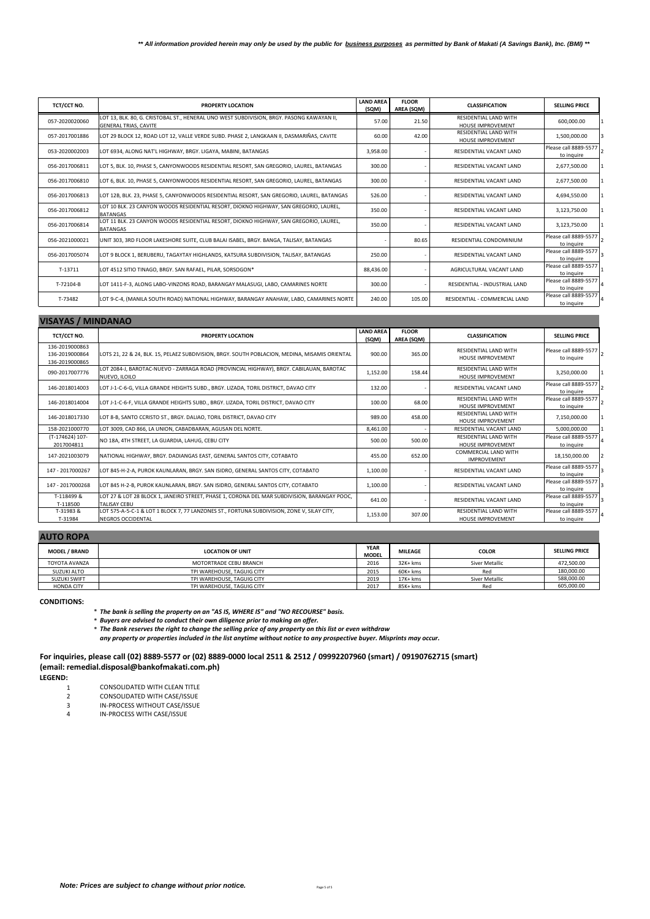***\*\* All information provided herein may only be used by the public for business purposes as permitted by Bank of Makati (A Savings Bank), Inc. (BMI) \*\****

| TCT/CCT NO. | PROPERTY LOCATION | LAND AREA (SQM) | FLOOR AREA (SQM) | CLASSIFICATION | SELLING PRICE | |
|---|---|---|---|---|---|---|
| 057-2020020060 | LOT 13, BLK. 80, G. CRISTOBAL ST., HENERAL UNO WEST SUBDIVISION, BRGY. PASONG KAWAYAN II, GENERAL TRIAS, CAVITE | 57.00 | 21.50 | RESIDENTIAL LAND WITH HOUSE IMPROVEMENT | 600,000.00 | 1 |
| 057-2017001886 | LOT 29 BLOCK 12, ROAD LOT 12, VALLE VERDE SUBD. PHASE 2, LANGKAAN II, DASMARIÑAS, CAVITE | 60.00 | 42.00 | RESIDENTIAL LAND WITH HOUSE IMPROVEMENT | 1,500,000.00 | 3 |
| 053-2020002003 | LOT 6934, ALONG NAT'L HIGHWAY, BRGY. LIGAYA, MABINI, BATANGAS | 3,958.00 | - | RESIDENTIAL VACANT LAND | Please call 8889-5577 to inquire | 2 |
| 056-2017006811 | LOT 5, BLK. 10, PHASE 5, CANYONWOODS RESIDENTIAL RESORT, SAN GREGORIO, LAUREL, BATANGAS | 300.00 | - | RESIDENTIAL VACANT LAND | 2,677,500.00 | 1 |
| 056-2017006810 | LOT 6, BLK. 10, PHASE 5, CANYONWOODS RESIDENTIAL RESORT, SAN GREGORIO, LAUREL, BATANGAS | 300.00 | - | RESIDENTIAL VACANT LAND | 2,677,500.00 | 1 |
| 056-2017006813 | LOT 12B, BLK. 23, PHASE 5, CANYONWOODS RESIDENTIAL RESORT, SAN GREGORIO, LAUREL, BATANGAS | 526.00 | - | RESIDENTIAL VACANT LAND | 4,694,550.00 | 1 |
| 056-2017006812 | LOT 10 BLK. 23 CANYON WOODS RESIDENTIAL RESORT, DIOKNO HIGHWAY, SAN GREGORIO, LAUREL, BATANGAS | 350.00 | - | RESIDENTIAL VACANT LAND | 3,123,750.00 | 1 |
| 056-2017006814 | LOT 11 BLK. 23 CANYON WOODS RESIDENTIAL RESORT, DIOKNO HIGHWAY, SAN GREGORIO, LAUREL, BATANGAS | 350.00 | - | RESIDENTIAL VACANT LAND | 3,123,750.00 | 1 |
| 056-2021000021 | UNIT 303, 3RD FLOOR LAKESHORE SUITE, CLUB BALAI ISABEL, BRGY. BANGA, TALISAY, BATANGAS | - | 80.65 | RESIDENTIAL CONDOMINIUM | Please call 8889-5577 to inquire | 2 |
| 056-2017005074 | LOT 9 BLOCK 1, BERUBERU, TAGAYTAY HIGHLANDS, KATSURA SUBDIVISION, TALISAY, BATANGAS | 250.00 | - | RESIDENTIAL VACANT LAND | Please call 8889-5577 to inquire | 3 |
| T-13711 | LOT 4512 SITIO TINAGO, BRGY. SAN RAFAEL, PILAR, SORSOGON* | 88,436.00 | - | AGRICULTURAL VACANT LAND | Please call 8889-5577 to inquire | 1 |
| T-72104-B | LOT 1411-F-3, ALONG LABO-VINZONS ROAD, BARANGAY MALASUGI, LABO, CAMARINES NORTE | 300.00 | - | RESIDENTIAL - INDUSTRIAL LAND | Please call 8889-5577 to inquire | 4 |
| T-73482 | LOT 9-C-4, (MANILA SOUTH ROAD) NATIONAL HIGHWAY, BARANGAY ANAHAW, LABO, CAMARINES NORTE | 240.00 | 105.00 | RESIDENTIAL - COMMERCIAL LAND | Please call 8889-5577 to inquire | 4 |

## VISAYAS / MINDANAO

| TCT/CCT NO. | PROPERTY LOCATION | LAND AREA (SQM) | FLOOR AREA (SQM) | CLASSIFICATION | SELLING PRICE | |
|---|---|---|---|---|---|---|
| 136-2019000863 136-2019000864 136-2019000865 | LOTS 21, 22 & 24, BLK. 15, PELAEZ SUBDIVISION, BRGY. SOUTH POBLACION, MEDINA, MISAMIS ORIENTAL | 900.00 | 365.00 | RESIDENTIAL LAND WITH HOUSE IMPROVEMENT | Please call 8889-5577 to inquire | 2 |
| 090-2017007776 | LOT 2084-J, BAROTAC-NUEVO - ZARRAGA ROAD (PROVINCIAL HIGHWAY), BRGY. CABILAUAN, BAROTAC NUEVO, ILOILO | 1,152.00 | 158.44 | RESIDENTIAL LAND WITH HOUSE IMPROVEMENT | 3,250,000.00 | 1 |
| 146-2018014003 | LOT J-1-C-6-G, VILLA GRANDE HEIGHTS SUBD., BRGY. LIZADA, TORIL DISTRICT, DAVAO CITY | 132.00 | - | RESIDENTIAL VACANT LAND | Please call 8889-5577 to inquire | 2 |
| 146-2018014004 | LOT J-1-C-6-F, VILLA GRANDE HEIGHTS SUBD., BRGY. LIZADA, TORIL DISTRICT, DAVAO CITY | 100.00 | 68.00 | RESIDENTIAL LAND WITH HOUSE IMPROVEMENT | Please call 8889-5577 to inquire | 2 |
| 146-2018017330 | LOT 8-B, SANTO CCRISTO ST., BRGY. DALIAO, TORIL DISTRICT, DAVAO CITY | 989.00 | 458.00 | RESIDENTIAL LAND WITH HOUSE IMPROVEMENT | 7,150,000.00 | 1 |
| 158-2021000770 | LOT 3009, CAD 866, LA UNION, CABADBARAN, AGUSAN DEL NORTE. | 8,461.00 | - | RESIDENTIAL VACANT LAND | 5,000,000.00 | 1 |
| (T-174624) 107-2017004811 | NO 18A, 4TH STREET, LA GUARDIA, LAHUG, CEBU CITY | 500.00 | 500.00 | RESIDENTIAL LAND WITH HOUSE IMPROVEMENT | Please call 8889-5577 to inquire | 4 |
| 147-2021003079 | NATIONAL HIGHWAY, BRGY. DADIANGAS EAST, GENERAL SANTOS CITY, COTABATO | 455.00 | 652.00 | COMMERCIAL LAND WITH IMPROVEMENT | 18,150,000.00 | 2 |
| 147 - 2017000267 | LOT 845-H-2-A, PUROK KAUNLARAN, BRGY. SAN ISIDRO, GENERAL SANTOS CITY, COTABATO | 1,100.00 | - | RESIDENTIAL VACANT LAND | Please call 8889-5577 to inquire | 3 |
| 147 - 2017000268 | LOT 845 H-2-B, PUROK KAUNLARAN, BRGY. SAN ISIDRO, GENERAL SANTOS CITY, COTABATO | 1,100.00 | - | RESIDENTIAL VACANT LAND | Please call 8889-5577 to inquire | 3 |
| T-118499 & T-118500 | LOT 27 & LOT 28 BLOCK 1, JANEIRO STREET, PHASE 1, CORONA DEL MAR SUBDIVISION, BARANGAY POOC, TALISAY CEBU | 641.00 | - | RESIDENTIAL VACANT LAND | Please call 8889-5577 to inquire | 3 |
| T-31983 & T-31984 | LOT 575-A-5-C-1 & LOT 1 BLOCK 7, 77 LANZONES ST., FORTUNA SUBDIVISION, ZONE V, SILAY CITY, NEGROS OCCIDENTAL | 1,153.00 | 307.00 | RESIDENTIAL LAND WITH HOUSE IMPROVEMENT | Please call 8889-5577 to inquire | 4 |

## AUTO ROPA

| MODEL / BRAND | LOCATION OF UNIT | YEAR MODEL | MILEAGE | COLOR | SELLING PRICE |
|---|---|---|---|---|---|
| TOYOTA AVANZA | MOTORTRADE CEBU BRANCH | 2016 | 32K+ kms | Siver Metallic | 472,500.00 |
| SUZUKI ALTO | TPI WAREHOUSE, TAGUIG CITY | 2015 | 60K+ kms | Red | 180,000.00 |
| SUZUKI SWIFT | TPI WAREHOUSE, TAGUIG CITY | 2019 | 17K+ kms | Siver Metallic | 588,000.00 |
| HONDA CITY | TPI WAREHOUSE, TAGUIG CITY | 2017 | 85K+ kms | Red | 605,000.00 |

**CONDITIONS:**

\* ***The bank is selling the property on an "AS IS, WHERE IS" and "NO RECOURSE" basis.***
\* ***Buyers are advised to conduct their own diligence prior to making an offer.***
\* ***The Bank reserves the right to change the selling price of any property on this list or even withdraw any property or properties included in the list anytime without notice to any prospective buyer. Misprints may occur.***

**For inquiries, please call (02) 8889-5577 or (02) 8889-0000 local 2511 & 2512 / 09992207960 (smart) / 09190762715 (smart)**
**(email: remedial.disposal@bankofmakati.com.ph)**

**LEGEND:**

1. CONSOLIDATED WITH CLEAN TITLE
2. CONSOLIDATED WITH CASE/ISSUE
3. IN-PROCESS WITHOUT CASE/ISSUE
4. IN-PROCESS WITH CASE/ISSUE

***Note: Prices are subject to change without prior notice.***